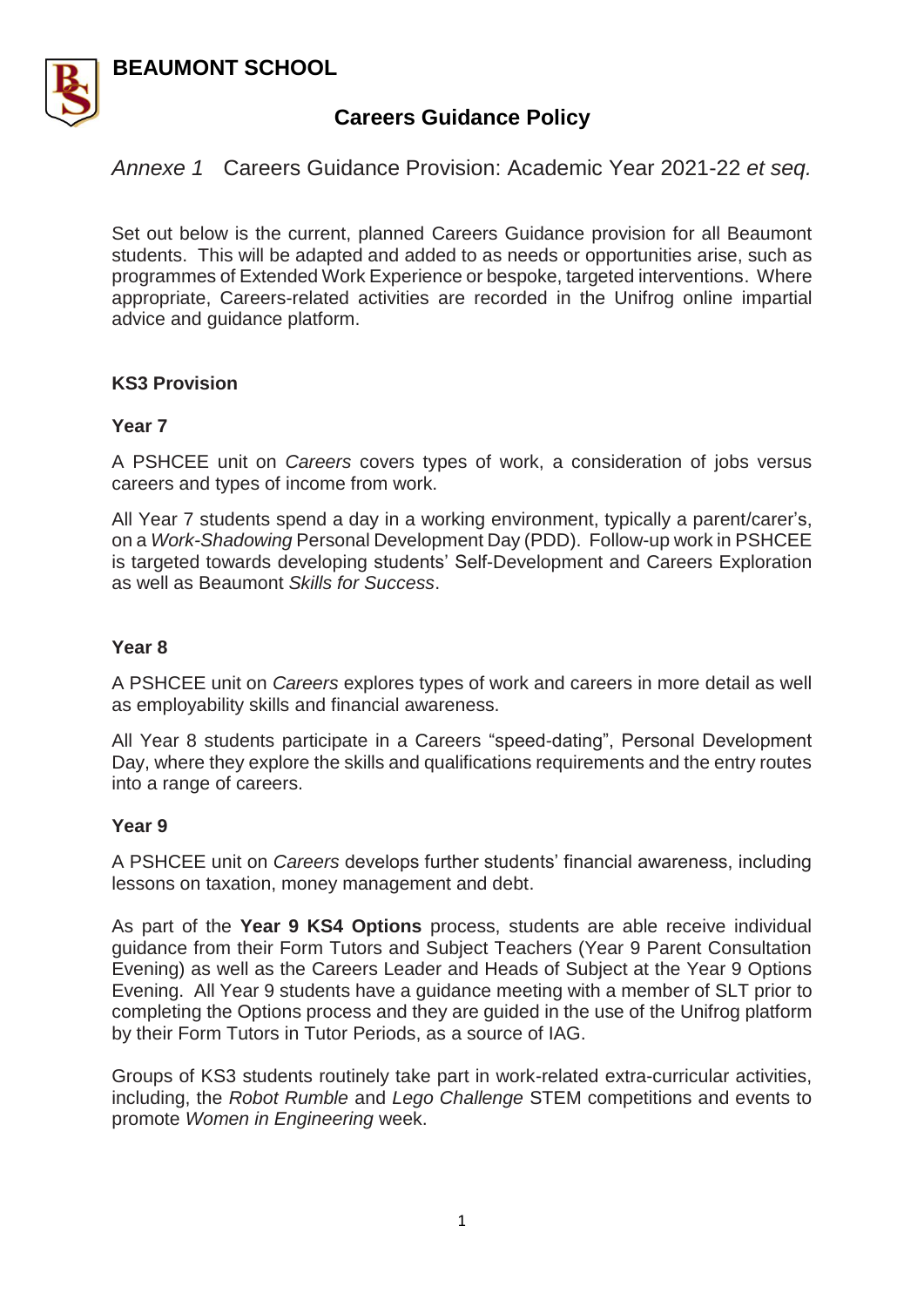# BEAUMONT SCHOOL

## Careers Guidance Policy

*Annexe 1* Careers Guidance Provision: Academic Year 2021-22 *et seq.*

Set out below is the current, planned Careers Guidance provision for all Beaumont students. This will be adapted and added to as needs or opportunities arise, such as programmes of Extended Work Experience or bespoke, targeted interventions. Where appropriate, Careers-related activities are recorded in the Unifrog online impartial advice and guidance platform.

### KS3 Provision

#### Year 7

A PSHCEE unit on *Careers* covers types of work, a consideration of jobs versus careers and types of income from work.

All Year 7 students spend a day in a working environment, typically a parent/carer's, on a *Work-Shadowing* Personal Development Day (PDD). Follow-up work in PSHCEE is targeted towards developing students' Self-Development and Careers Exploration as well as Beaumont *Skills for Success*.

#### Year 8

A PSHCEE unit on *Careers* explores types of work and careers in more detail as well as employability skills and financial awareness.

All Year 8 students participate in a Careers "speed-dating", Personal Development Day, where they explore the skills and qualifications requirements and the entry routes into a range of careers.

#### Year 9

A PSHCEE unit on *Careers* develops further students' financial awareness, including lessons on taxation, money management and debt.

As part of the **Year 9 KS4 Options** process, students are able receive individual guidance from their Form Tutors and Subject Teachers (Year 9 Parent Consultation Evening) as well as the Careers Leader and Heads of Subject at the Year 9 Options Evening. All Year 9 students have a guidance meeting with a member of SLT prior to completing the Options process and they are guided in the use of the Unifrog platform by their Form Tutors in Tutor Periods, as a source of IAG.

Groups of KS3 students routinely take part in work-related extra-curricular activities, including, the *Robot Rumble* and *Lego Challenge* STEM competitions and events to promote *Women in Engineering* week.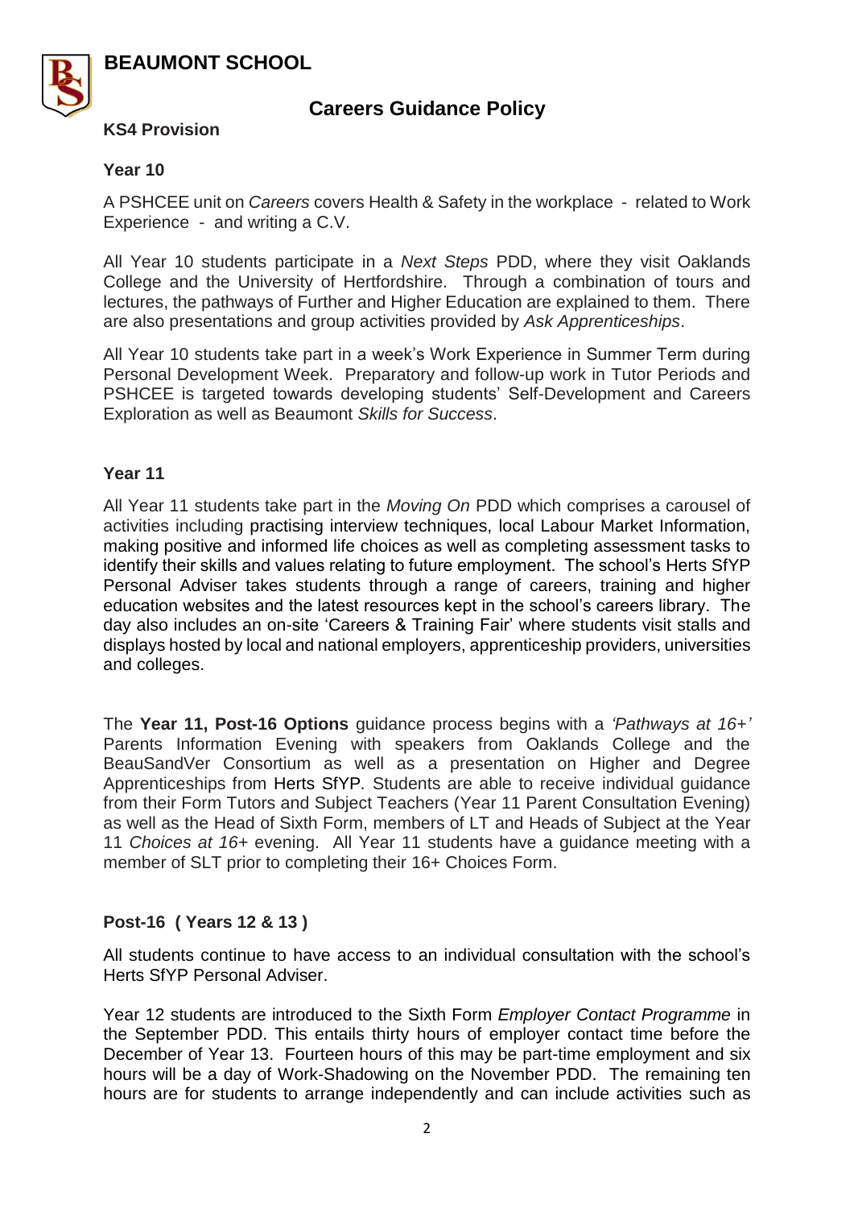## Careers Guidance Policy

### KS4 Provision

#### Year 10

A PSHCEE unit on *Careers* covers Health & Safety in the workplace - related to Work Experience - and writing a C.V.

All Year 10 students participate in a *Next Steps* PDD, where they visit Oaklands College and the University of Hertfordshire. Through a combination of tours and lectures, the pathways of Further and Higher Education are explained to them. There are also presentations and group activities provided by *Ask Apprenticeships*.

All Year 10 students take part in a week's Work Experience in Summer Term during Personal Development Week. Preparatory and follow-up work in Tutor Periods and PSHCEE is targeted towards developing students' Self-Development and Careers Exploration as well as Beaumont *Skills for Success*.

#### Year 11

All Year 11 students take part in the *Moving On* PDD which comprises a carousel of activities including practising interview techniques, local Labour Market Information, making positive and informed life choices as well as completing assessment tasks to identify their skills and values relating to future employment. The school's Herts SfYP Personal Adviser takes students through a range of careers, training and higher education websites and the latest resources kept in the school's careers library. The day also includes an on-site 'Careers & Training Fair' where students visit stalls and displays hosted by local and national employers, apprenticeship providers, universities and colleges.

The **Year 11, Post-16 Options** guidance process begins with a *'Pathways at 16+'* Parents Information Evening with speakers from Oaklands College and the BeauSandVer Consortium as well as a presentation on Higher and Degree Apprenticeships from Herts SfYP. Students are able to receive individual guidance from their Form Tutors and Subject Teachers (Year 11 Parent Consultation Evening) as well as the Head of Sixth Form, members of LT and Heads of Subject at the Year 11 *Choices at 16+* evening. All Year 11 students have a guidance meeting with a member of SLT prior to completing their 16+ Choices Form.

### Post-16 ( Years 12 & 13 )

All students continue to have access to an individual consultation with the school's Herts SfYP Personal Adviser.

Year 12 students are introduced to the Sixth Form *Employer Contact Programme* in the September PDD. This entails thirty hours of employer contact time before the December of Year 13. Fourteen hours of this may be part-time employment and six hours will be a day of Work-Shadowing on the November PDD. The remaining ten hours are for students to arrange independently and can include activities such as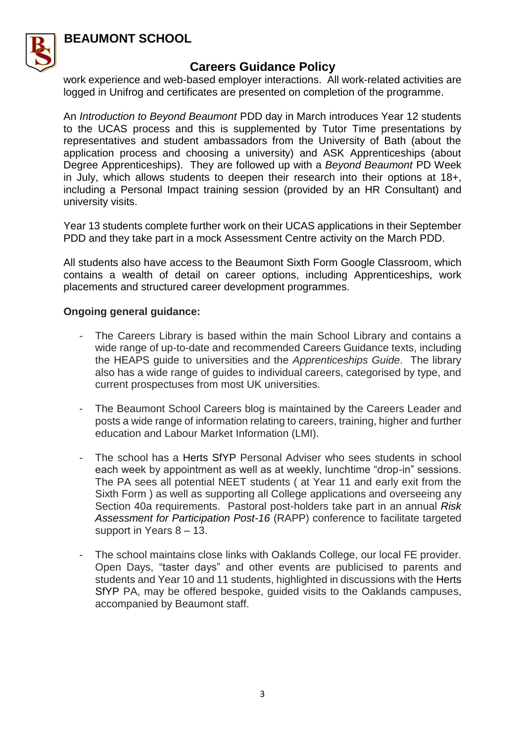work experience and web-based employer interactions. All work-related activities are logged in Unifrog and certificates are presented on completion of the programme.

An *Introduction to Beyond Beaumont* PDD day in March introduces Year 12 students to the UCAS process and this is supplemented by Tutor Time presentations by representatives and student ambassadors from the University of Bath (about the application process and choosing a university) and ASK Apprenticeships (about Degree Apprenticeships). They are followed up with a *Beyond Beaumont* PD Week in July, which allows students to deepen their research into their options at 18+, including a Personal Impact training session (provided by an HR Consultant) and university visits.

Year 13 students complete further work on their UCAS applications in their September PDD and they take part in a mock Assessment Centre activity on the March PDD.

All students also have access to the Beaumont Sixth Form Google Classroom, which contains a wealth of detail on career options, including Apprenticeships, work placements and structured career development programmes.

**Ongoing general guidance:**

- The Careers Library is based within the main School Library and contains a wide range of up-to-date and recommended Careers Guidance texts, including the HEAPS guide to universities and the *Apprenticeships Guide*. The library also has a wide range of guides to individual careers, categorised by type, and current prospectuses from most UK universities.

- The Beaumont School Careers blog is maintained by the Careers Leader and posts a wide range of information relating to careers, training, higher and further education and Labour Market Information (LMI).

- The school has a Herts SfYP Personal Adviser who sees students in school each week by appointment as well as at weekly, lunchtime "drop-in" sessions. The PA sees all potential NEET students ( at Year 11 and early exit from the Sixth Form ) as well as supporting all College applications and overseeing any Section 40a requirements. Pastoral post-holders take part in an annual *Risk Assessment for Participation Post-16* (RAPP) conference to facilitate targeted support in Years 8 – 13.

- The school maintains close links with Oaklands College, our local FE provider. Open Days, "taster days" and other events are publicised to parents and students and Year 10 and 11 students, highlighted in discussions with the Herts SfYP PA, may be offered bespoke, guided visits to the Oaklands campuses, accompanied by Beaumont staff.